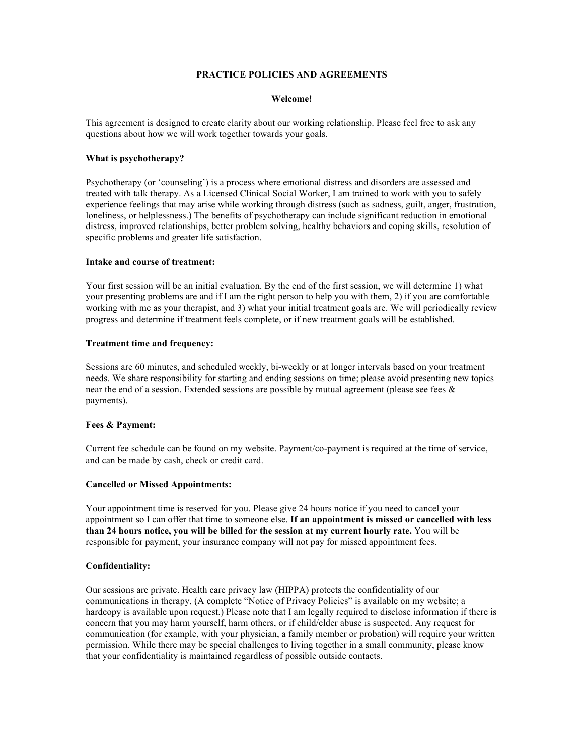# PRACTICE POLICIES AND AGREEMENTS

## Welcome!

This agreement is designed to create clarity about our working relationship. Please feel free to ask any questions about how we will work together towards your goals.

### What is psychotherapy?

Psychotherapy (or 'counseling') is a process where emotional distress and disorders are assessed and treated with talk therapy. As a Licensed Clinical Social Worker, I am trained to work with you to safely experience feelings that may arise while working through distress (such as sadness, guilt, anger, frustration, loneliness, or helplessness.) The benefits of psychotherapy can include significant reduction in emotional distress, improved relationships, better problem solving, healthy behaviors and coping skills, resolution of specific problems and greater life satisfaction.

### Intake and course of treatment:

Your first session will be an initial evaluation. By the end of the first session, we will determine 1) what your presenting problems are and if I am the right person to help you with them, 2) if you are comfortable working with me as your therapist, and 3) what your initial treatment goals are. We will periodically review progress and determine if treatment feels complete, or if new treatment goals will be established.

### Treatment time and frequency:

Sessions are 60 minutes, and scheduled weekly, bi-weekly or at longer intervals based on your treatment needs. We share responsibility for starting and ending sessions on time; please avoid presenting new topics near the end of a session. Extended sessions are possible by mutual agreement (please see fees & payments).

### Fees & Payment:

Current fee schedule can be found on my website. Payment/co-payment is required at the time of service, and can be made by cash, check or credit card.

### Cancelled or Missed Appointments:

Your appointment time is reserved for you. Please give 24 hours notice if you need to cancel your appointment so I can offer that time to someone else. **If an appointment is missed or cancelled with less than 24 hours notice, you will be billed for the session at my current hourly rate.** You will be responsible for payment, your insurance company will not pay for missed appointment fees.

### Confidentiality:

Our sessions are private. Health care privacy law (HIPPA) protects the confidentiality of our communications in therapy. (A complete "Notice of Privacy Policies" is available on my website; a hardcopy is available upon request.) Please note that I am legally required to disclose information if there is concern that you may harm yourself, harm others, or if child/elder abuse is suspected. Any request for communication (for example, with your physician, a family member or probation) will require your written permission. While there may be special challenges to living together in a small community, please know that your confidentiality is maintained regardless of possible outside contacts.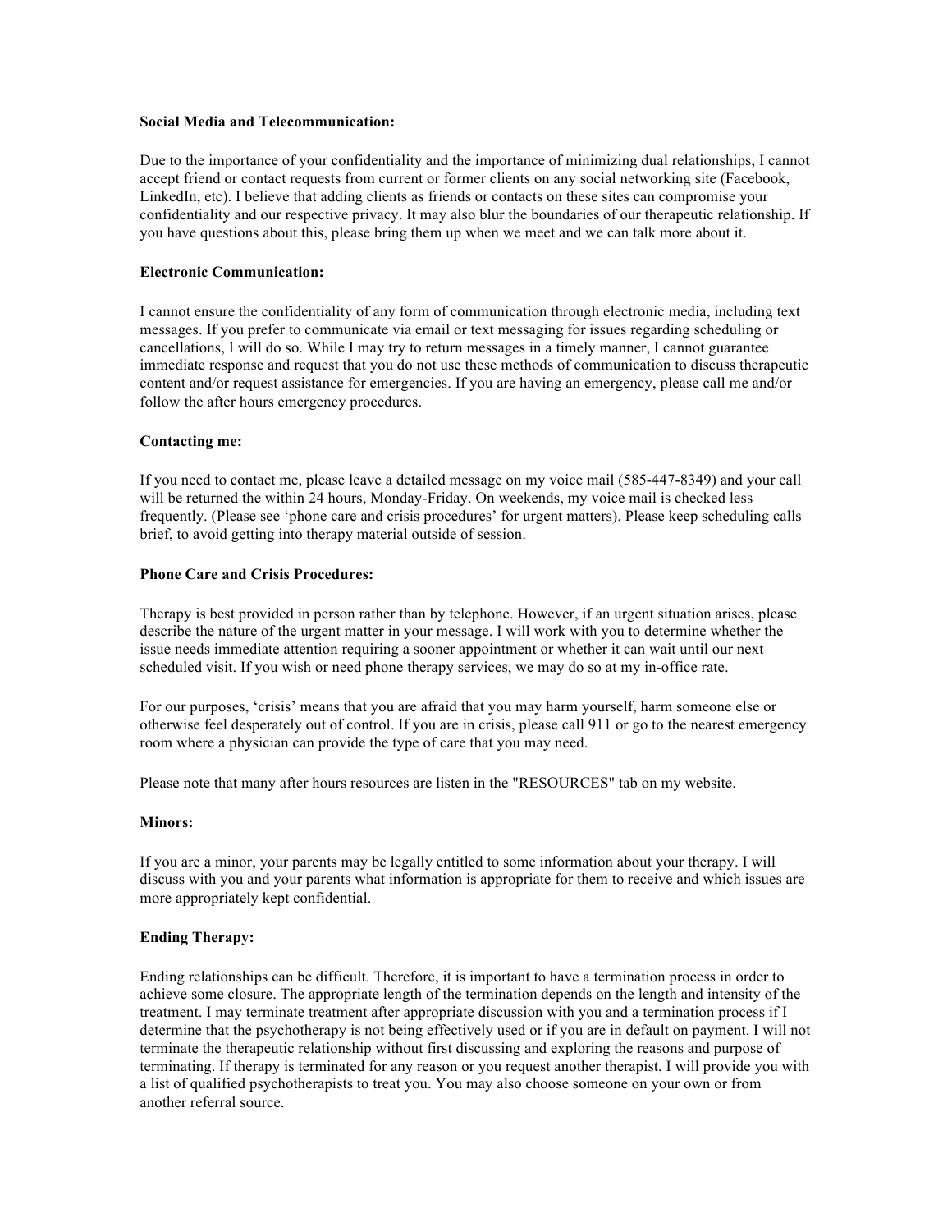**Social Media and Telecommunication:**

Due to the importance of your confidentiality and the importance of minimizing dual relationships, I cannot accept friend or contact requests from current or former clients on any social networking site (Facebook, LinkedIn, etc). I believe that adding clients as friends or contacts on these sites can compromise your confidentiality and our respective privacy. It may also blur the boundaries of our therapeutic relationship. If you have questions about this, please bring them up when we meet and we can talk more about it.

**Electronic Communication:**

I cannot ensure the confidentiality of any form of communication through electronic media, including text messages. If you prefer to communicate via email or text messaging for issues regarding scheduling or cancellations, I will do so. While I may try to return messages in a timely manner, I cannot guarantee immediate response and request that you do not use these methods of communication to discuss therapeutic content and/or request assistance for emergencies. If you are having an emergency, please call me and/or follow the after hours emergency procedures.

**Contacting me:**

If you need to contact me, please leave a detailed message on my voice mail (585-447-8349) and your call will be returned the within 24 hours, Monday-Friday. On weekends, my voice mail is checked less frequently. (Please see 'phone care and crisis procedures' for urgent matters). Please keep scheduling calls brief, to avoid getting into therapy material outside of session.

**Phone Care and Crisis Procedures:**

Therapy is best provided in person rather than by telephone. However, if an urgent situation arises, please describe the nature of the urgent matter in your message. I will work with you to determine whether the issue needs immediate attention requiring a sooner appointment or whether it can wait until our next scheduled visit. If you wish or need phone therapy services, we may do so at my in-office rate.

For our purposes, 'crisis' means that you are afraid that you may harm yourself, harm someone else or otherwise feel desperately out of control. If you are in crisis, please call 911 or go to the nearest emergency room where a physician can provide the type of care that you may need.

Please note that many after hours resources are listen in the "RESOURCES" tab on my website.

**Minors:**

If you are a minor, your parents may be legally entitled to some information about your therapy. I will discuss with you and your parents what information is appropriate for them to receive and which issues are more appropriately kept confidential.

**Ending Therapy:**

Ending relationships can be difficult. Therefore, it is important to have a termination process in order to achieve some closure. The appropriate length of the termination depends on the length and intensity of the treatment. I may terminate treatment after appropriate discussion with you and a termination process if I determine that the psychotherapy is not being effectively used or if you are in default on payment. I will not terminate the therapeutic relationship without first discussing and exploring the reasons and purpose of terminating. If therapy is terminated for any reason or you request another therapist, I will provide you with a list of qualified psychotherapists to treat you. You may also choose someone on your own or from another referral source.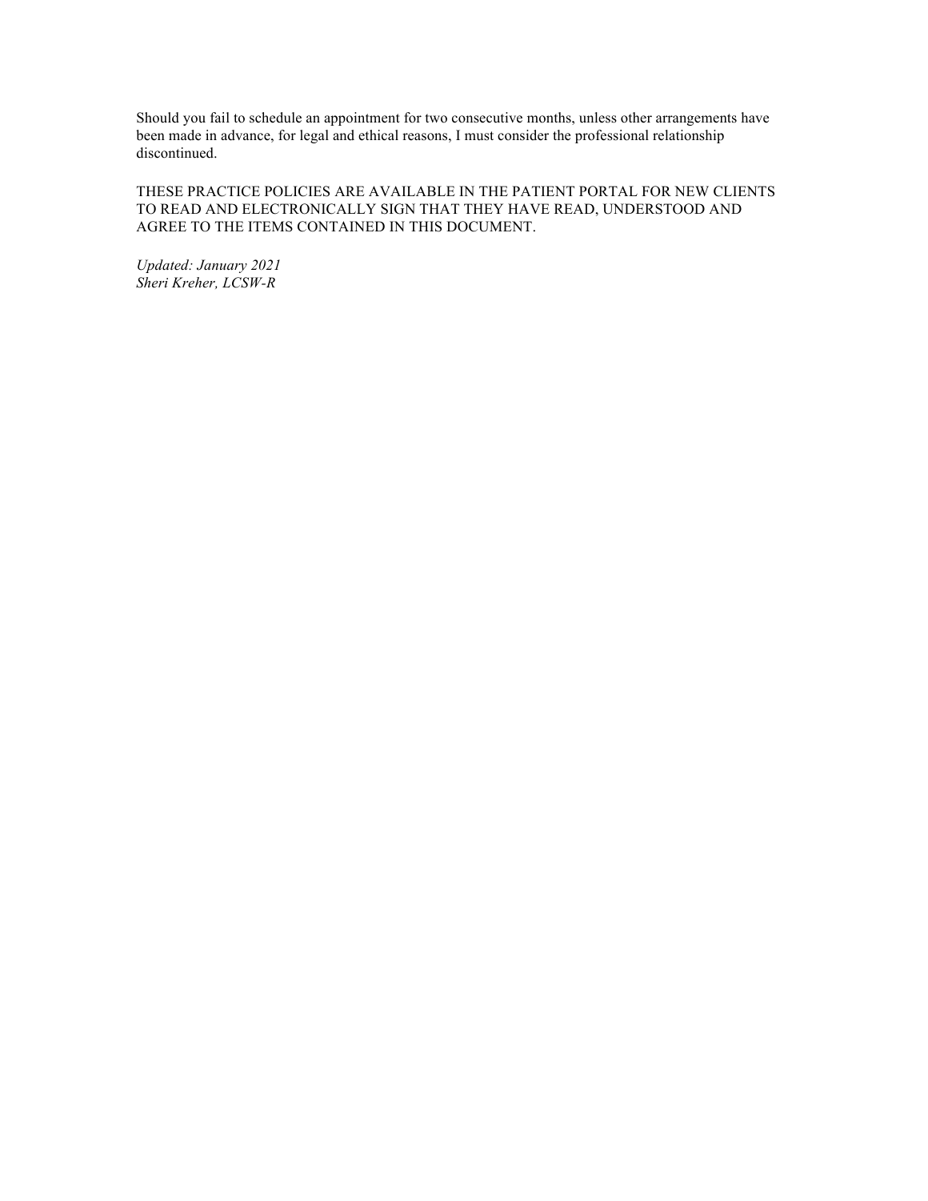Should you fail to schedule an appointment for two consecutive months, unless other arrangements have been made in advance, for legal and ethical reasons, I must consider the professional relationship discontinued.

THESE PRACTICE POLICIES ARE AVAILABLE IN THE PATIENT PORTAL FOR NEW CLIENTS TO READ AND ELECTRONICALLY SIGN THAT THEY HAVE READ, UNDERSTOOD AND AGREE TO THE ITEMS CONTAINED IN THIS DOCUMENT.

*Updated: January 2021*
*Sheri Kreher, LCSW-R*